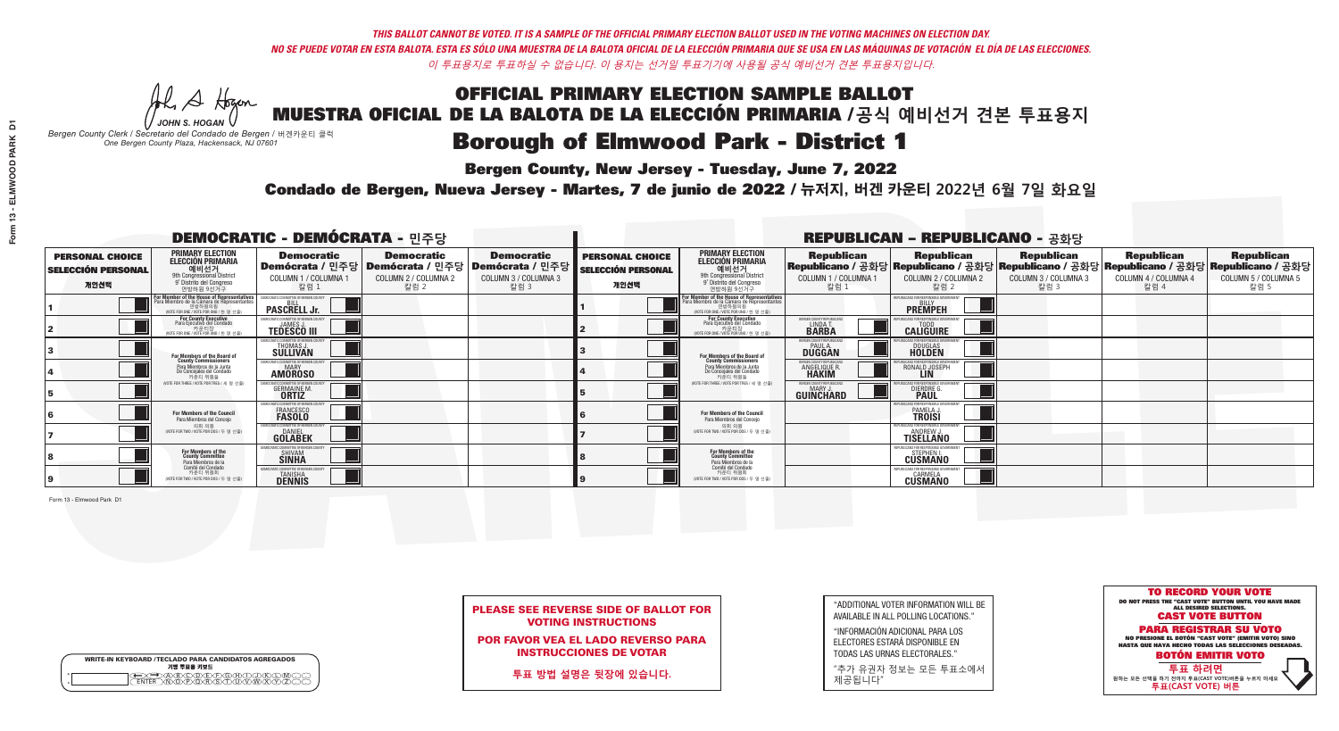*THIS BALLOT CANNOT BE VOTED. IT IS A SAMPLE OF THE OFFICIAL PRIMARY ELECTION BALLOT USED IN THE VOTING MACHINES ON ELECTION DAY.*
*NO SE PUEDE VOTAR EN ESTA BALOTA. ESTA ES SÓLO UNA MUESTRA DE LA BALOTA OFICIAL DE LA ELECCIÓN PRIMARIA QUE SE USA EN LAS MÁQUINAS DE VOTACIÓN EL DÍA DE LAS ELECCIONES.*
*이 투표용지로 투표하실 수 없습니다. 이 용지는 선거일 투표기기에 사용될 공식 예비선거 견본 투표용지입니다.*

JOHN S. HOGAN
*Bergen County Clerk / Secretario del Condado de Bergen /* 버겐카운티 클럭
*One Bergen County Plaza, Hackensack, NJ 07601*

# OFFICIAL PRIMARY ELECTION SAMPLE BALLOT
# MUESTRA OFICIAL DE LA BALOTA DE LA ELECCIÓN PRIMARIA /공식 예비선거 견본 투표용지
# Borough of Elmwood Park - District 1

**Bergen County, New Jersey - Tuesday, June 7, 2022**

**Condado de Bergen, Nueva Jersey - Martes, 7 de junio de 2022 / 뉴저지, 버겐 카운티 2022년 6월 7일 화요일**

## DEMOCRATIC - DEMÓCRATA - 민주당

| PERSONAL CHOICE / SELECCIÓN PERSONAL / 개인선택 | PRIMARY ELECTION / ELECCIÓN PRIMARIA / 예비선거 (9th Congressional District / 9° Distrito del Congreso / 연방하원 9선거구) | Democratic / Demócrata / 민주당 COLUMN 1 / COLUMNA 1 / 칼럼 1 | Democratic / Demócrata / 민주당 COLUMN 2 / COLUMNA 2 / 칼럼 2 | Democratic / Demócrata / 민주당 COLUMN 3 / COLUMNA 3 / 칼럼 3 |
|---|---|---|---|---|
| 1 | For Member of the House of Representatives / Para Miembro de la Cámara de Representantes / 연방하원의원 (VOTE FOR ONE / VOTE POR UNO / 한 명 선출) | BILL PASCRELL Jr. | | |
| 2 | For County Executive / Para Ejecutivo del Condado / 카운티장 (VOTE FOR ONE / VOTE POR UNO / 한 명 선출) | JAMES J. TEDESCO III | | |
| 3 | For Members of the Board of County Commissioners / Para Miembros de la Junta De Concejales del Condado / 카운티 위원들 (VOTE FOR THREE / VOTE POR TRES / 세 명 선출) | THOMAS J. SULLIVAN | | |
| 4 | | MARY AMOROSO | | |
| 5 | | GERMAINE M. ORTIZ | | |
| 6 | For Members of the Council / Para Miembros del Concejo / 의회 의원 (VOTE FOR TWO / VOTE POR DOS / 두 명 선출) | FRANCESCO FASOLO | | |
| 7 | | DANIEL GOLABEK | | |
| 8 | For Members of the County Committee / Para Miembros de la Comité del Condado / 카운티 위원회 (VOTE FOR TWO / VOTE POR DOS / 두 명 선출) | SHIVAM SINHA | | |
| 9 | | TANISHA DENNIS | | |

## REPUBLICAN - REPUBLICANO - 공화당

| PERSONAL CHOICE / SELECCIÓN PERSONAL / 개인선택 | PRIMARY ELECTION / ELECCIÓN PRIMARIA / 예비선거 (9th Congressional District / 9° Distrito del Congreso / 연방하원 9선거구) | Republican / Republicano / 공화당 COLUMN 1 / COLUMNA 1 / 칼럼 1 | Republican / Republicano / 공화당 COLUMN 2 / COLUMNA 2 / 칼럼 2 | Republican / Republicano / 공화당 COLUMN 3 / COLUMNA 3 / 칼럼 3 | Republican / Republicano / 공화당 COLUMN 4 / COLUMNA 4 / 칼럼 4 | Republican / Republicano / 공화당 COLUMN 5 / COLUMNA 5 / 칼럼 5 |
|---|---|---|---|---|---|---|
| 1 | For Member of the House of Representatives / Para Miembro de la Cámara de Representantes / 연방하원의원 (VOTE FOR ONE / VOTE POR UNO / 한 명 선출) | | BILLY PREMPEH | | | |
| 2 | For County Executive / Para Ejecutivo del Condado / 카운티장 (VOTE FOR ONE / VOTE POR UNO / 한 명 선출) | LINDA T. BARBA | TODD CALIGUIRE | | | |
| 3 | For Members of the Board of County Commissioners / Para Miembros de la Junta De Concejales del Condado / 카운티 위원들 (VOTE FOR THREE / VOTE POR TRES / 세 명 선출) | PAUL A. DUGGAN | DOUGLAS HOLDEN | | | |
| 4 | | ANGELIQUE R. HAKIM | RONALD JOSEPH LIN | | | |
| 5 | | MARY J. GUINCHARD | DIERDRE G. PAUL | | | |
| 6 | For Members of the Council / Para Miembros del Concejo / 의회 의원 (VOTE FOR TWO / VOTE POR DOS / 두 명 선출) | | PAMELA J. TROISI | | | |
| 7 | | | ANDREW J. TISELLANO | | | |
| 8 | For Members of the County Committee / Para Miembros de la Comité del Condado / 카운티 위원회 (VOTE FOR TWO / VOTE POR DOS / 두 명 선출) | | STEPHEN I. CUSMANO | | | |
| 9 | | | CARMELA CUSMANO | | | |

Form 13 - Elmwood Park D1

**PLEASE SEE REVERSE SIDE OF BALLOT FOR VOTING INSTRUCTIONS**

**POR FAVOR VEA EL LADO REVERSO PARA INSTRUCCIONES DE VOTAR**

**투표 방법 설명은 뒷장에 있습니다.**

"ADDITIONAL VOTER INFORMATION WILL BE AVAILABLE IN ALL POLLING LOCATIONS."

"INFORMACIÓN ADICIONAL PARA LOS ELECTORES ESTARÁ DISPONIBLE EN TODAS LAS URNAS ELECTORALES."

"추가 유권자 정보는 모든 투표소에서 제공됩니다"

WRITE-IN KEYBOARD /TECLADO PARA CANDIDATOS AGREGADOS
기명 투표용 키보드

**TO RECORD YOUR VOTE**
DO NOT PRESS THE "CAST VOTE" BUTTON UNTIL YOU HAVE MADE ALL DESIRED SELECTIONS.
**CAST VOTE BUTTON**
**PARA REGISTRAR SU VOTO**
NO PRESIONE EL BOTÓN "CAST VOTE" (EMITIR VOTO) SINO HASTA QUE HAYA HECHO TODAS LAS SELECCIONES DESEADAS.
**BOTÓN EMITIR VOTO**
**투표 하려면**
원하는 모든 선택을 하기 전까지 투표(CAST VOTE)버튼을 누르지 마세요.
**투표(CAST VOTE) 버튼**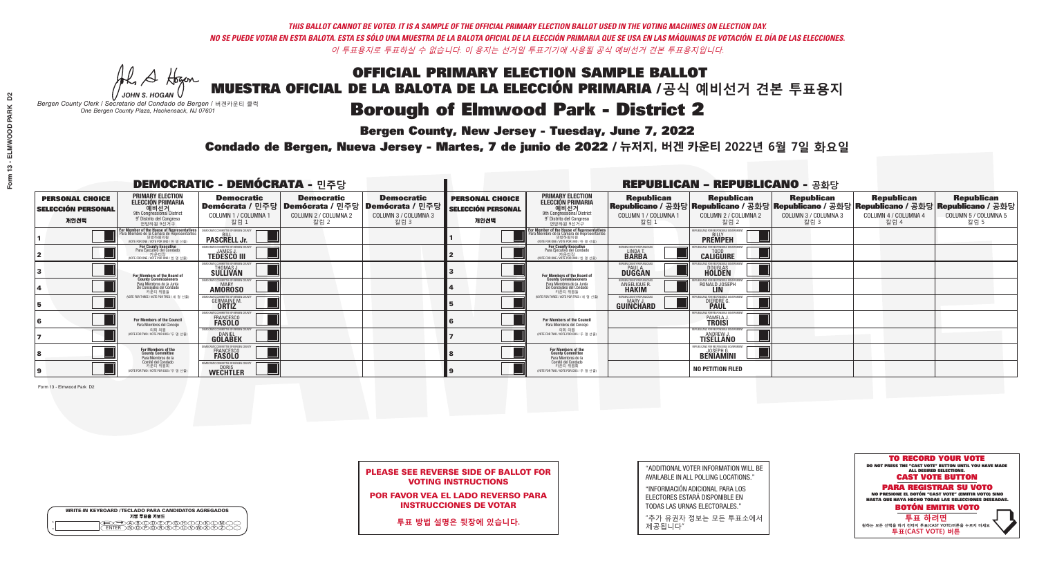*THIS BALLOT CANNOT BE VOTED. IT IS A SAMPLE OF THE OFFICIAL PRIMARY ELECTION BALLOT USED IN THE VOTING MACHINES ON ELECTION DAY.*
*NO SE PUEDE VOTAR EN ESTA BALOTA. ESTA ES SÓLO UNA MUESTRA DE LA BALOTA OFICIAL DE LA ELECCIÓN PRIMARIA QUE SE USA EN LAS MÁQUINAS DE VOTACIÓN EL DÍA DE LAS ELECCIONES.*
*이 투표용지로 투표하실 수 없습니다. 이 용지는 선거일 투표기기에 사용될 공식 예비선거 견본 투표용지입니다.*

# OFFICIAL PRIMARY ELECTION SAMPLE BALLOT
# MUESTRA OFICIAL DE LA BALOTA DE LA ELECCIÓN PRIMARIA /공식 예비선거 견본 투표용지

JOHN S. HOGAN
*Bergen County Clerk / Secretario del Condado de Bergen /* 버겐카운티 클럭
*One Bergen County Plaza, Hackensack, NJ 07601*

## Borough of Elmwood Park - District 2

**Bergen County, New Jersey - Tuesday, June 7, 2022**

**Condado de Bergen, Nueva Jersey - Martes, 7 de junio de 2022 / 뉴저지, 버겐 카운티 2022년 6월 7일 화요일**

### DEMOCRATIC - DEMÓCRATA - 민주당

| PERSONAL CHOICE / SELECCIÓN PERSONAL / 개인선택 | PRIMARY ELECTION / ELECCIÓN PRIMARIA / 예비선거 / 9th Congressional District / 9° Distrito del Congreso / 연방하원 9선거구 | Democratic / Demócrata / 민주당 COLUMN 1 / COLUMNA 1 / 칼럼 1 | Democratic / Demócrata / 민주당 COLUMN 2 / COLUMNA 2 / 칼럼 2 | Democratic / Demócrata / 민주당 COLUMN 3 / COLUMNA 3 / 칼럼 3 |
|---|---|---|---|---|
| 1 | For Member of the House of Representatives / Para Miembro de la Cámara de Representantes / 연방하원의원 (VOTE FOR ONE / VOTE POR UNO / 한 명 선출) | BILL PASCRELL Jr. | | |
| 2 | For County Executive / Para Ejecutivo del Condado / 카운티장 (VOTE FOR ONE / VOTE POR UNO / 한 명 선출) | JAMES J. TEDESCO III | | |
| 3 | For Members of the Board of County Commissioners / Para Miembros de la Junta De Concejales del Condado / 카운티 위원들 (VOTE FOR THREE / VOTE POR TRES / 세 명 선출) | THOMAS J. SULLIVAN | | |
| 4 | | MARY AMOROSO | | |
| 5 | | GERMAINE M. ORTIZ | | |
| 6 | For Members of the Council / Para Miembros del Concejo / 의회 의원 (VOTE FOR TWO / VOTE POR DOS / 두 명 선출) | FRANCESCO FASOLO | | |
| 7 | | DANIEL GOLABEK | | |
| 8 | For Members of the County Committee / Para Miembros de la Comité del Condado / 카운티 위원회 (VOTE FOR TWO / VOTE POR DOS / 두 명 선출) | FRANCESCO FASOLO | | |
| 9 | | DORIS WECHTLER | | |

### REPUBLICAN - REPUBLICANO - 공화당

| PERSONAL CHOICE / SELECCIÓN PERSONAL / 개인선택 | PRIMARY ELECTION / ELECCIÓN PRIMARIA / 예비선거 / 9th Congressional District / 9° Distrito del Congreso / 연방하원 9선거구 | Republican / Republicano / 공화당 COLUMN 1 / COLUMNA 1 / 칼럼 1 | Republican / Republicano / 공화당 COLUMN 2 / COLUMNA 2 / 칼럼 2 | Republican / Republicano / 공화당 COLUMN 3 / COLUMNA 3 / 칼럼 3 | Republican / Republicano / 공화당 COLUMN 4 / COLUMNA 4 / 칼럼 4 | Republican / Republicano / 공화당 COLUMN 5 / COLUMNA 5 / 칼럼 5 |
|---|---|---|---|---|---|---|
| 1 | For Member of the House of Representatives / Para Miembro de la Cámara de Representantes / 연방하원의원 (VOTE FOR ONE / VOTE POR UNO / 한 명 선출) | | BILLY PREMPEH | | | |
| 2 | For County Executive / Para Ejecutivo del Condado / 카운티장 (VOTE FOR ONE / VOTE POR UNO / 한 명 선출) | LINDA T. BARBA | TODD CALIGUIRE | | | |
| 3 | For Members of the Board of County Commissioners / Para Miembros de la Junta De Concejales del Condado / 카운티 위원들 (VOTE FOR THREE / VOTE POR TRES / 세 명 선출) | PAUL A. DUGGAN | DOUGLAS HOLDEN | | | |
| 4 | | ANGELIQUE R. HAKIM | RONALD JOSEPH LIN | | | |
| 5 | | MARY J. GUINCHARD | DIERDRE G. PAUL | | | |
| 6 | For Members of the Council / Para Miembros del Concejo / 의회 의원 (VOTE FOR TWO / VOTE POR DOS / 두 명 선출) | | PAMELA J. TROISI | | | |
| 7 | | | ANDREW J. TISELLANO | | | |
| 8 | For Members of the County Committee / Para Miembros de la Comité del Condado / 카운티 위원회 (VOTE FOR TWO / VOTE POR DOS / 두 명 선출) | | JOSEPH G. BENIAMINI | | | |
| 9 | | | NO PETITION FILED | | | |

Form 13 - Elmwood Park D2

**PLEASE SEE REVERSE SIDE OF BALLOT FOR VOTING INSTRUCTIONS**

**POR FAVOR VEA EL LADO REVERSO PARA INSTRUCCIONES DE VOTAR**

**투표 방법 설명은 뒷장에 있습니다.**

"ADDITIONAL VOTER INFORMATION WILL BE AVAILABLE IN ALL POLLING LOCATIONS."

"INFORMACIÓN ADICIONAL PARA LOS ELECTORES ESTARÁ DISPONIBLE EN TODAS LAS URNAS ELECTORALES."

"추가 유권자 정보는 모든 투표소에서 제공됩니다"

**TO RECORD YOUR VOTE**
DO NOT PRESS THE "CAST VOTE" BUTTON UNTIL YOU HAVE MADE ALL DESIRED SELECTIONS.
**CAST VOTE BUTTON**
**PARA REGISTRAR SU VOTO**
NO PRESIONE EL BOTÓN "CAST VOTE" (EMITIR VOTO) SINO HASTA QUE HAYA HECHO TODAS LAS SELECCIONES DESEADAS.
**BOTÓN EMITIR VOTO**
**투표 하려면**
원하는 모든 선택을 하기 전까지 투표(CAST VOTE)버튼을 누르지 마세요
**투표(CAST VOTE) 버튼**

WRITE-IN KEYBOARD /TECLADO PARA CANDIDATOS AGREGADOS
기명 투표용 키보드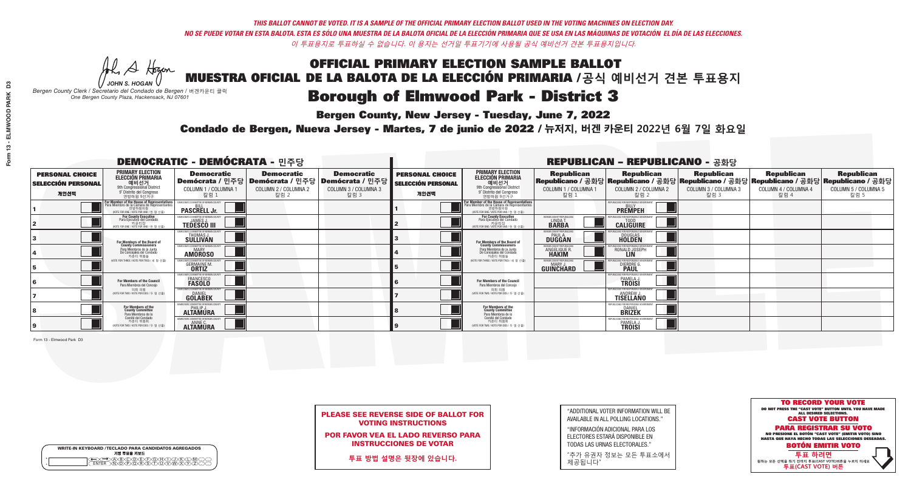*THIS BALLOT CANNOT BE VOTED. IT IS A SAMPLE OF THE OFFICIAL PRIMARY ELECTION BALLOT USED IN THE VOTING MACHINES ON ELECTION DAY.*
*NO SE PUEDE VOTAR EN ESTA BALOTA. ESTA ES SÓLO UNA MUESTRA DE LA BALOTA OFICIAL DE LA ELECCIÓN PRIMARIA QUE SE USA EN LAS MÁQUINAS DE VOTACIÓN EL DÍA DE LAS ELECCIONES.*
*이 투표용지로 투표하실 수 없습니다. 이 용지는 선거일 투표기기에 사용될 공식 예비선거 견본 투표용지입니다.*

JOHN S. HOGAN
*Bergen County Clerk / Secretario del Condado de Bergen / 버겐카운티 클럭*
*One Bergen County Plaza, Hackensack, NJ 07601*

# OFFICIAL PRIMARY ELECTION SAMPLE BALLOT
# MUESTRA OFICIAL DE LA BALOTA DE LA ELECCIÓN PRIMARIA / 공식 예비선거 견본 투표용지
# Borough of Elmwood Park - District 3

**Bergen County, New Jersey - Tuesday, June 7, 2022**
**Condado de Bergen, Nueva Jersey - Martes, 7 de junio de 2022 / 뉴저지, 버겐 카운티 2022년 6월 7일 화요일**

## DEMOCRATIC - DEMÓCRATA - 민주당

| PERSONAL CHOICE / SELECCIÓN PERSONAL / 개인선택 | PRIMARY ELECTION / ELECCIÓN PRIMARIA / 예비선거 | Democratic / Demócrata / 민주당 COLUMN 1 / COLUMNA 1 / 칼럼 1 | Democratic / Demócrata / 민주당 COLUMN 2 / COLUMNA 2 / 칼럼 2 | Democratic / Demócrata / 민주당 COLUMN 3 / COLUMNA 3 / 칼럼 3 |
|---|---|---|---|---|
| 1 | For Member of the House of Representatives / Para Miembro de la Cámara de Representantes / 연방하원의원 (VOTE FOR ONE / VOTE POR UNO / 한 명 선출) | BILL PASCRELL Jr. | | |
| 2 | For County Executive / Para Ejecutivo del Condado / 카운티장 (VOTE FOR ONE / VOTE POR UNO / 한 명 선출) | JAMES J. TEDESCO III | | |
| 3 | For Members of the Board of County Commissioners / Para Miembros de la Junta De Concejales del Condado / 카운티 위원들 (VOTE FOR THREE / VOTE POR TRES / 세 명 선출) | THOMAS J. SULLIVAN | | |
| 4 | | MARY AMOROSO | | |
| 5 | | GERMAINE M. ORTIZ | | |
| 6 | For Members of the Council / Para Miembros del Concejo / 의회 의원 (VOTE FOR TWO / VOTE POR DOS / 두 명 선출) | FRANCESCO FASOLO | | |
| 7 | | DANIEL GOLABEK | | |
| 8 | For Members of the County Committee / Para Miembros de la Comité del Condado / 카운티 위원회 (VOTE FOR TWO / VOTE POR DOS / 두 명 선출) | PHILIP J. ALTAMURA | | |
| 9 | | ANNE C. ALTAMURA | | |

## REPUBLICAN - REPUBLICANO - 공화당

| PERSONAL CHOICE / SELECCIÓN PERSONAL / 개인선택 | PRIMARY ELECTION / ELECCIÓN PRIMARIA / 예비선거 | Republican / Republicano / 공화당 COLUMN 1 / COLUMNA 1 / 칼럼 1 | Republican / Republicano / 공화당 COLUMN 2 / COLUMNA 2 / 칼럼 2 | Republican / Republicano / 공화당 COLUMN 3 / COLUMNA 3 / 칼럼 3 | Republican / Republicano / 공화당 COLUMN 4 / COLUMNA 4 / 칼럼 4 | Republican / Republicano / 공화당 COLUMN 5 / COLUMNA 5 / 칼럼 5 |
|---|---|---|---|---|---|---|
| 1 | For Member of the House of Representatives / Para Miembro de la Cámara de Representantes / 연방하원의원 (VOTE FOR ONE / VOTE POR UNO / 한 명 선출) | | BILLY PREMPEH | | | |
| 2 | For County Executive / Para Ejecutivo del Condado / 카운티장 (VOTE FOR ONE / VOTE POR UNO / 한 명 선출) | LINDA T. BARBA | TODD CALIGUIRE | | | |
| 3 | For Members of the Board of County Commissioners / Para Miembros de la Junta De Concejales del Condado / 카운티 위원들 (VOTE FOR THREE / VOTE POR TRES / 세 명 선출) | PAUL A. DUGGAN | DOUGLAS HOLDEN | | | |
| 4 | | ANGELIQUE R. HAKIM | RONALD JOSEPH LIN | | | |
| 5 | | MARY J. GUINCHARD | DIERDRE G. PAUL | | | |
| 6 | For Members of the Council / Para Miembros del Concejo / 의회 의원 (VOTE FOR TWO / VOTE POR DOS / 두 명 선출) | | PAMELA J. TROISI | | | |
| 7 | | | ANDREW J. TISELLANO | | | |
| 8 | For Members of the County Committee / Para Miembros de la Comité del Condado / 카운티 위원회 (VOTE FOR TWO / VOTE POR DOS / 두 명 선출) | | DANIEL BRIZEK | | | |
| 9 | | | PAMELA J. TROISI | | | |

Form 13 - Elmwood Park D3

**PLEASE SEE REVERSE SIDE OF BALLOT FOR VOTING INSTRUCTIONS**
**POR FAVOR VEA EL LADO REVERSO PARA INSTRUCCIONES DE VOTAR**
**투표 방법 설명은 뒷장에 있습니다.**

"ADDITIONAL VOTER INFORMATION WILL BE AVAILABLE IN ALL POLLING LOCATIONS."
"INFORMACIÓN ADICIONAL PARA LOS ELECTORES ESTARÁ DISPONIBLE EN TODAS LAS URNAS ELECTORALES."
"추가 유권자 정보는 모든 투표소에서 제공됩니다"

**TO RECORD YOUR VOTE**
DO NOT PRESS THE "CAST VOTE" BUTTON UNTIL YOU HAVE MADE ALL DESIRED SELECTIONS.
**CAST VOTE BUTTON**
**PARA REGISTRAR SU VOTO**
NO PRESIONE EL BOTÓN "CAST VOTE" (EMITIR VOTO) SINO HASTA QUE HAYA HECHO TODAS LAS SELECCIONES DESEADAS.
**BOTÓN EMITIR VOTO**
**투표 하려면**
원하는 모든 선택을 하기 전까지 투표(CAST VOTE)버튼을 누르지 마세요
**투표(CAST VOTE) 버튼**

WRITE-IN KEYBOARD / TECLADO PARA CANDIDATOS AGREGADOS / 기명 투표용 키보드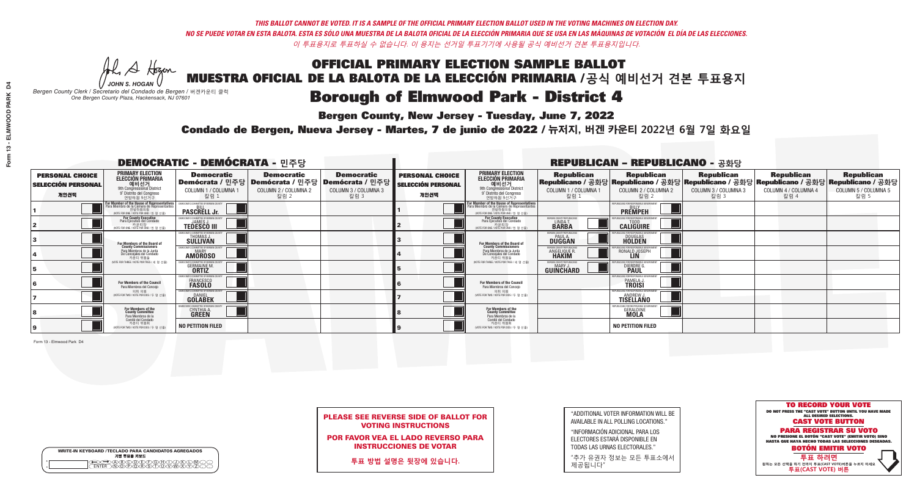*THIS BALLOT CANNOT BE VOTED. IT IS A SAMPLE OF THE OFFICIAL PRIMARY ELECTION BALLOT USED IN THE VOTING MACHINES ON ELECTION DAY.*
*NO SE PUEDE VOTAR EN ESTA BALOTA. ESTA ES SÓLO UNA MUESTRA DE LA BALOTA OFICIAL DE LA ELECCIÓN PRIMARIA QUE SE USA EN LAS MÁQUINAS DE VOTACIÓN EL DÍA DE LAS ELECCIONES.*
*이 투표용지로 투표하실 수 없습니다. 이 용지는 선거일 투표기기에 사용될 공식 예비선거 견본 투표용지입니다.*

JOHN S. HOGAN
*Bergen County Clerk / Secretario del Condado de Bergen / 버겐카운티 클럭*
*One Bergen County Plaza, Hackensack, NJ 07601*

# OFFICIAL PRIMARY ELECTION SAMPLE BALLOT
# MUESTRA OFICIAL DE LA BALOTA DE LA ELECCIÓN PRIMARIA /공식 예비선거 견본 투표용지
# Borough of Elmwood Park - District 4

**Bergen County, New Jersey - Tuesday, June 7, 2022**

**Condado de Bergen, Nueva Jersey - Martes, 7 de junio de 2022 / 뉴저지, 버겐 카운티 2022년 6월 7일 화요일**

## DEMOCRATIC - DEMÓCRATA - 민주당

| PERSONAL CHOICE / SELECCIÓN PERSONAL / 개인선택 | PRIMARY ELECTION / ELECCIÓN PRIMARIA / 예비선거 | Democratic / Demócrata / 민주당 COLUMN 1 / COLUMNA 1 / 칼럼 1 | Democratic / Demócrata / 민주당 COLUMN 2 / COLUMNA 2 / 칼럼 2 | Democratic / Demócrata / 민주당 COLUMN 3 / COLUMNA 3 / 칼럼 3 |
|---|---|---|---|---|
| 1 | For Member of the House of Representatives / Para Miembro de la Cámara de Representantes / 연방하원의원 (9th Congressional District / 9° Distrito del Congreso / 연방하원 9선거구) (VOTE FOR ONE / VOTE POR UNO / 한 명 선출) | BILL PASCRELL Jr. | | |
| 2 | For County Executive / Para Ejecutivo del Condado / 카운티장 (VOTE FOR ONE / VOTE POR UNO / 한 명 선출) | JAMES J. TEDESCO III | | |
| 3 | For Members of the Board of County Commissioners / Para Miembros de la Junta De Concejales del Condado / 카운티 위원들 (VOTE FOR THREE / VOTE POR TRES / 세 명 선출) | THOMAS J. SULLIVAN | | |
| 4 | | MARY AMOROSO | | |
| 5 | | GERMAINE M. ORTIZ | | |
| 6 | For Members of the Council / Para Miembros del Concejo / 의회 의원 (VOTE FOR TWO / VOTE POR DOS / 두 명 선출) | FRANCESCO FASOLO | | |
| 7 | | DANIEL GOLABEK | | |
| 8 | For Members of the County Committee / Para Miembros de la Comité del Condado / 카운티 위원회 (VOTE FOR TWO / VOTE POR DOS / 두 명 선출) | CYNTHIA A. GREEN | | |
| 9 | | NO PETITION FILED | | |

## REPUBLICAN - REPUBLICANO - 공화당

| PERSONAL CHOICE / SELECCIÓN PERSONAL / 개인선택 | PRIMARY ELECTION / ELECCIÓN PRIMARIA / 예비선거 | Republican / Republicano / 공화당 COLUMN 1 / COLUMNA 1 / 칼럼 1 | Republican / Republicano / 공화당 COLUMN 2 / COLUMNA 2 / 칼럼 2 | Republican / Republicano / 공화당 COLUMN 3 / COLUMNA 3 / 칼럼 3 | Republican / Republicano / 공화당 COLUMN 4 / COLUMNA 4 / 칼럼 4 | Republican / Republicano / 공화당 COLUMN 5 / COLUMNA 5 / 칼럼 5 |
|---|---|---|---|---|---|---|
| 1 | For Member of the House of Representatives / Para Miembro de la Cámara de Representantes / 연방하원의원 (9th Congressional District / 9° Distrito del Congreso / 연방하원 9선거구) (VOTE FOR ONE / VOTE POR UNO / 한 명 선출) | | BILLY PREMPEH | | | |
| 2 | For County Executive / Para Ejecutivo del Condado / 카운티장 (VOTE FOR ONE / VOTE POR UNO / 한 명 선출) | LINDA T. BARBA | TODD CALIGUIRE | | | |
| 3 | For Members of the Board of County Commissioners / Para Miembros de la Junta De Concejales del Condado / 카운티 위원들 (VOTE FOR THREE / VOTE POR TRES / 세 명 선출) | PAUL A. DUGGAN | DOUGLAS HOLDEN | | | |
| 4 | | ANGELIQUE R. HAKIM | RONALD JOSEPH LIN | | | |
| 5 | | MARY J. GUINCHARD | DIERDRE G. PAUL | | | |
| 6 | For Members of the Council / Para Miembros del Concejo / 의회 의원 (VOTE FOR TWO / VOTE POR DOS / 두 명 선출) | | PAMELA J. TROISI | | | |
| 7 | | | ANDREW J. TISELLANO | | | |
| 8 | For Members of the County Committee / Para Miembros de la Comité del Condado / 카운티 위원회 (VOTE FOR TWO / VOTE POR DOS / 두 명 선출) | | GERALDINE MOLA | | | |
| 9 | | | NO PETITION FILED | | | |

Form 13 - Elmwood Park D4

WRITE-IN KEYBOARD /TECLADO PARA CANDIDATOS AGREGADOS / 기명 투표용 키보드

**PLEASE SEE REVERSE SIDE OF BALLOT FOR VOTING INSTRUCTIONS**

**POR FAVOR VEA EL LADO REVERSO PARA INSTRUCCIONES DE VOTAR**

**투표 방법 설명은 뒷장에 있습니다.**

"ADDITIONAL VOTER INFORMATION WILL BE AVAILABLE IN ALL POLLING LOCATIONS."

"INFORMACIÓN ADICIONAL PARA LOS ELECTORES ESTARÁ DISPONIBLE EN TODAS LAS URNAS ELECTORALES."

"추가 유권자 정보는 모든 투표소에서 제공됩니다"

**TO RECORD YOUR VOTE**
DO NOT PRESS THE "CAST VOTE" BUTTON UNTIL YOU HAVE MADE ALL DESIRED SELECTIONS.
**CAST VOTE BUTTON**

**PARA REGISTRAR SU VOTO**
NO PRESIONE EL BOTÓN "CAST VOTE" (EMITIR VOTO) SINO HASTA QUE HAYA HECHO TODAS LAS SELECCIONES DESEADAS.
**BOTÓN EMITIR VOTO**

**투표 하려면**
원하는 모든 선택을 하기 전까지 투표(CAST VOTE)버튼을 누르지 마세요
**투표(CAST VOTE) 버튼**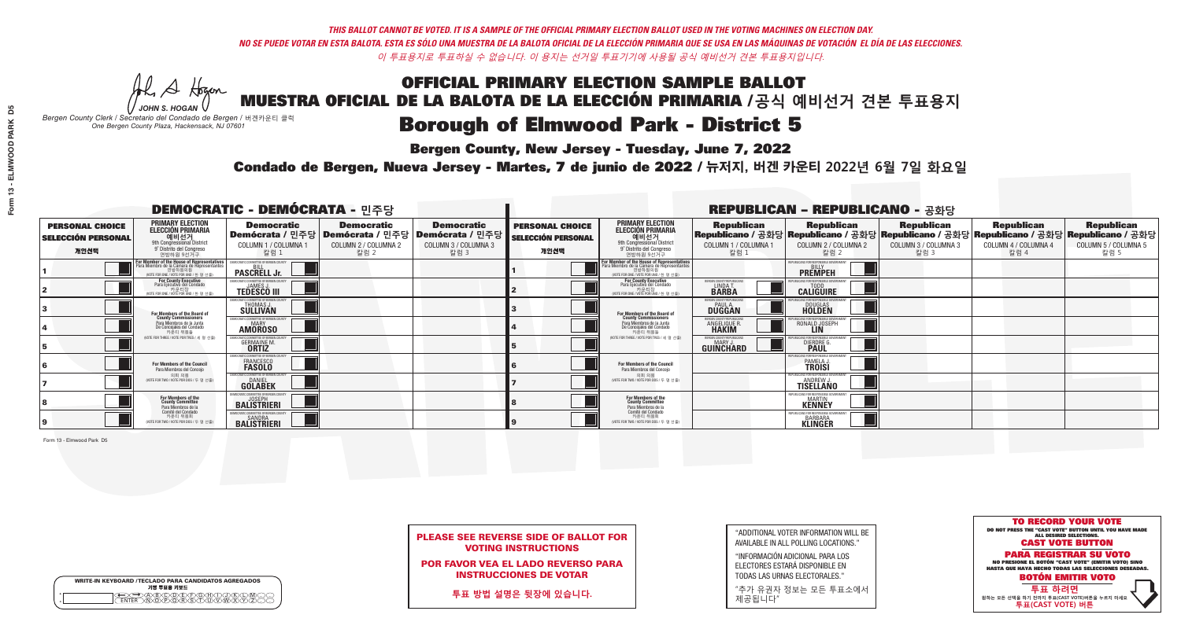THIS BALLOT CANNOT BE VOTED. IT IS A SAMPLE OF THE OFFICIAL PRIMARY ELECTION BALLOT USED IN THE VOTING MACHINES ON ELECTION DAY.

NO SE PUEDE VOTAR EN ESTA BALOTA. ESTA ES SÓLO UNA MUESTRA DE LA BALOTA OFICIAL DE LA ELECCIÓN PRIMARIA QUE SE USA EN LAS MÁQUINAS DE VOTACIÓN EL DÍA DE LAS ELECCIONES.

이 투표용지로 투표하실 수 없습니다. 이 용지는 선거일 투표기기에 사용될 공식 예비선거 견본 투표용지입니다.

JOHN S. HOGAN
*Bergen County Clerk / Secretario del Condado de Bergen / 버겐카운티 클럭*
*One Bergen County Plaza, Hackensack, NJ 07601*

# OFFICIAL PRIMARY ELECTION SAMPLE BALLOT
# MUESTRA OFICIAL DE LA BALOTA DE LA ELECCIÓN PRIMARIA /공식 예비선거 견본 투표용지
# Borough of Elmwood Park - District 5

**Bergen County, New Jersey - Tuesday, June 7, 2022**

**Condado de Bergen, Nueva Jersey - Martes, 7 de junio de 2022 / 뉴저지, 버겐 카운티 2022년 6월 7일 화요일**

## DEMOCRATIC - DEMÓCRATA - 민주당

| PERSONAL CHOICE / SELECCIÓN PERSONAL / 개인선택 | PRIMARY ELECTION / ELECCIÓN PRIMARIA / 예비선거 (9th Congressional District / 9° Distrito del Congreso / 연방하원 9선거구) | Democratic / Demócrata / 민주당 COLUMN 1 / COLUMNA 1 / 칼럼 1 | Democratic / Demócrata / 민주당 COLUMN 2 / COLUMNA 2 / 칼럼 2 | Democratic / Demócrata / 민주당 COLUMN 3 / COLUMNA 3 / 칼럼 3 |
|---|---|---|---|---|
| 1 | For Member of the House of Representatives / Para Miembro de la Cámara de Representantes / 연방하원의원 (VOTE FOR ONE / VOTE POR UNO / 한 명 선출) | BILL PASCRELL Jr. | | |
| 2 | For County Executive / Para Ejecutivo del Condado / 카운티장 (VOTE FOR ONE / VOTE POR UNO / 한 명 선출) | JAMES J. TEDESCO III | | |
| 3 | For Members of the Board of County Commissioners / Para Miembros de la Junta De Concejales del Condado / 카운티 위원들 (VOTE FOR THREE / VOTE POR TRES / 세 명 선출) | THOMAS J. SULLIVAN | | |
| 4 | | MARY AMOROSO | | |
| 5 | | GERMAINE M. ORTIZ | | |
| 6 | For Members of the Council / Para Miembros del Concejo / 의회 의원 (VOTE FOR TWO / VOTE POR DOS / 두 명 선출) | FRANCESCO FASOLO | | |
| 7 | | DANIEL GOLABEK | | |
| 8 | For Members of the County Committee / Para Miembros de la Comité del Condado / 카운티 위원회 (VOTE FOR TWO / VOTE POR DOS / 두 명 선출) | JOSEPH BALISTRIERI | | |
| 9 | | SANDRA BALISTRIERI | | |

## REPUBLICAN - REPUBLICANO - 공화당

| PERSONAL CHOICE / SELECCIÓN PERSONAL / 개인선택 | PRIMARY ELECTION / ELECCIÓN PRIMARIA / 예비선거 (9th Congressional District / 9° Distrito del Congreso / 연방하원 9선거구) | Republican / Republicano / 공화당 COLUMN 1 / COLUMNA 1 / 칼럼 1 | Republican / Republicano / 공화당 COLUMN 2 / COLUMNA 2 / 칼럼 2 | Republican / Republicano / 공화당 COLUMN 3 / COLUMNA 3 / 칼럼 3 | Republican / Republicano / 공화당 COLUMN 4 / COLUMNA 4 / 칼럼 4 | Republican / Republicano / 공화당 COLUMN 5 / COLUMNA 5 / 칼럼 5 |
|---|---|---|---|---|---|---|
| 1 | For Member of the House of Representatives / Para Miembro de la Cámara de Representantes / 연방하원의원 (VOTE FOR ONE / VOTE POR UNO / 한 명 선출) | | BILLY PREMPEH | | | |
| 2 | For County Executive / Para Ejecutivo del Condado / 카운티장 (VOTE FOR ONE / VOTE POR UNO / 한 명 선출) | LINDA T. BARBA | TODD CALIGUIRE | | | |
| 3 | For Members of the Board of County Commissioners / Para Miembros de la Junta De Concejales del Condado / 카운티 위원들 (VOTE FOR THREE / VOTE POR TRES / 세 명 선출) | PAUL A. DUGGAN | DOUGLAS HOLDEN | | | |
| 4 | | ANGELIQUE R. HAKIM | RONALD JOSEPH LIN | | | |
| 5 | | MARY J. GUINCHARD | DIERDRE G. PAUL | | | |
| 6 | For Members of the Council / Para Miembros del Concejo / 의회 의원 (VOTE FOR TWO / VOTE POR DOS / 두 명 선출) | | PAMELA J. TROISI | | | |
| 7 | | | ANDREW J. TISELLANO | | | |
| 8 | For Members of the County Committee / Para Miembros de la Comité del Condado / 카운티 위원회 (VOTE FOR TWO / VOTE POR DOS / 두 명 선출) | | MARTIN KENNEY | | | |
| 9 | | | BARBARA KLINGER | | | |

Form 13 - Elmwood Park D5

**PLEASE SEE REVERSE SIDE OF BALLOT FOR VOTING INSTRUCTIONS**

**POR FAVOR VEA EL LADO REVERSO PARA INSTRUCCIONES DE VOTAR**

**투표 방법 설명은 뒷장에 있습니다.**

"ADDITIONAL VOTER INFORMATION WILL BE AVAILABLE IN ALL POLLING LOCATIONS."

"INFORMACIÓN ADICIONAL PARA LOS ELECTORES ESTARÁ DISPONIBLE EN TODAS LAS URNAS ELECTORALES."

"추가 유권자 정보는 모든 투표소에서 제공됩니다"

WRITE-IN KEYBOARD /TECLADO PARA CANDIDATOS AGREGADOS / 기명 투표용 키보드

**TO RECORD YOUR VOTE**
DO NOT PRESS THE "CAST VOTE" BUTTON UNTIL YOU HAVE MADE ALL DESIRED SELECTIONS.
**CAST VOTE BUTTON**

**PARA REGISTRAR SU VOTO**
NO PRESIONE EL BOTÓN "CAST VOTE" (EMITIR VOTO) SINO HASTA QUE HAYA HECHO TODAS LAS SELECCIONES DESEADAS.
**BOTÓN EMITIR VOTO**

**투표 하려면**
원하는 모든 선택을 하기 전까지 투표(CAST VOTE)버튼을 누르지 마세요.
**투표(CAST VOTE) 버튼**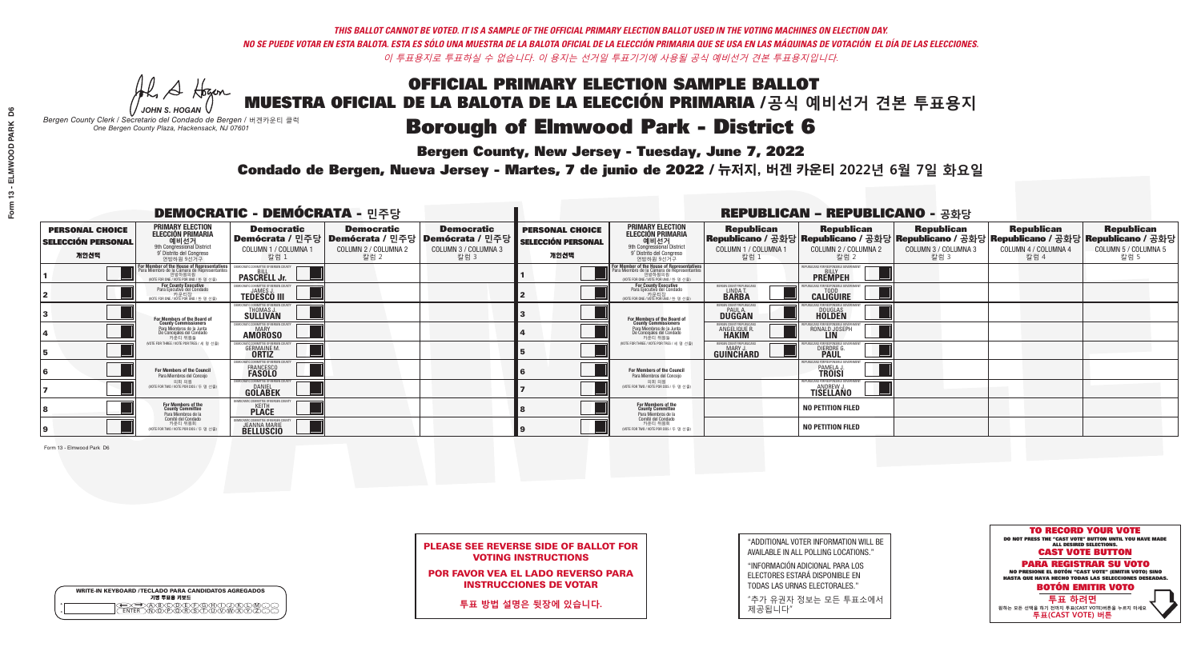*THIS BALLOT CANNOT BE VOTED. IT IS A SAMPLE OF THE OFFICIAL PRIMARY ELECTION BALLOT USED IN THE VOTING MACHINES ON ELECTION DAY.*
*NO SE PUEDE VOTAR EN ESTA BALOTA. ESTA ES SÓLO UNA MUESTRA DE LA BALOTA OFICIAL DE LA ELECCIÓN PRIMARIA QUE SE USA EN LAS MÁQUINAS DE VOTACIÓN EL DÍA DE LAS ELECCIONES.*
*이 투표용지로 투표하실 수 없습니다. 이 용지는 선거일 투표기기에 사용될 공식 예비선거 견본 투표용지입니다.*

JOHN S. HOGAN
*Bergen County Clerk / Secretario del Condado de Bergen / 버겐카운티 클럭*
*One Bergen County Plaza, Hackensack, NJ 07601*

# OFFICIAL PRIMARY ELECTION SAMPLE BALLOT
# MUESTRA OFICIAL DE LA BALOTA DE LA ELECCIÓN PRIMARIA / 공식 예비선거 견본 투표용지
# Borough of Elmwood Park - District 6

**Bergen County, New Jersey - Tuesday, June 7, 2022**

**Condado de Bergen, Nueva Jersey - Martes, 7 de junio de 2022 / 뉴저지, 버겐 카운티 2022년 6월 7일 화요일**

## DEMOCRATIC - DEMÓCRATA - 민주당

| PERSONAL CHOICE / SELECCIÓN PERSONAL / 개인선택 | PRIMARY ELECTION / ELECCIÓN PRIMARIA / 예비선거 (9th Congressional District / 9° Distrito del Congreso / 연방하원 9선거구) | Democratic / Demócrata / 민주당 COLUMN 1 / COLUMNA 1 / 칼럼 1 | Democratic / Demócrata / 민주당 COLUMN 2 / COLUMNA 2 / 칼럼 2 | Democratic / Demócrata / 민주당 COLUMN 3 / COLUMNA 3 / 칼럼 3 |
|---|---|---|---|---|
| 1 | For Member of the House of Representatives / Para Miembro de la Cámara de Representantes / 연방하원의원 (VOTE FOR ONE / VOTE POR UNO / 한 명 선출) | BILL PASCRELL Jr. | | |
| 2 | For County Executive / Para Ejecutivo del Condado / 카운티장 (VOTE FOR ONE / VOTE POR UNO / 한 명 선출) | JAMES J. TEDESCO III | | |
| 3 | For Members of the Board of County Commissioners / Para Miembros de la Junta De Concejales del Condado / 카운티 위원들 (VOTE FOR THREE / VOTE POR TRES / 세 명 선출) | THOMAS J. SULLIVAN | | |
| 4 | | MARY AMOROSO | | |
| 5 | | GERMAINE M. ORTIZ | | |
| 6 | For Members of the Council / Para Miembros del Concejo / 의회 의원 (VOTE FOR TWO / VOTE POR DOS / 두 명 선출) | FRANCESCO FASOLO | | |
| 7 | | DANIEL GOLABEK | | |
| 8 | For Members of the County Committee / Para Miembros de la Comité del Condado / 카운티 위원회 (VOTE FOR TWO / VOTE POR DOS / 두 명 선출) | KEITH PLACE | | |
| 9 | | JEANNA MARIE BELLUSCIO | | |

## REPUBLICAN - REPUBLICANO - 공화당

| PERSONAL CHOICE / SELECCIÓN PERSONAL / 개인선택 | PRIMARY ELECTION / ELECCIÓN PRIMARIA / 예비선거 (9th Congressional District / 9° Distrito del Congreso / 연방하원 9선거구) | Republican / Republicano / 공화당 COLUMN 1 / COLUMNA 1 / 칼럼 1 | Republican / Republicano / 공화당 COLUMN 2 / COLUMNA 2 / 칼럼 2 | Republican / Republicano / 공화당 COLUMN 3 / COLUMNA 3 / 칼럼 3 | Republican / Republicano / 공화당 COLUMN 4 / COLUMNA 4 / 칼럼 4 | Republican / Republicano / 공화당 COLUMN 5 / COLUMNA 5 / 칼럼 5 |
|---|---|---|---|---|---|---|
| 1 | For Member of the House of Representatives / Para Miembro de la Cámara de Representantes / 연방하원의원 (VOTE FOR ONE / VOTE POR UNO / 한 명 선출) | | BILLY PREMPEH | | | |
| 2 | For County Executive / Para Ejecutivo del Condado / 카운티장 (VOTE FOR ONE / VOTE POR UNO / 한 명 선출) | LINDA T. BARBA | TODD CALIGUIRE | | | |
| 3 | For Members of the Board of County Commissioners / Para Miembros de la Junta De Concejales del Condado / 카운티 위원들 (VOTE FOR THREE / VOTE POR TRES / 세 명 선출) | PAUL A. DUGGAN | DOUGLAS HOLDEN | | | |
| 4 | | ANGELIQUE R. HAKIM | RONALD JOSEPH LIN | | | |
| 5 | | MARY J. GUINCHARD | DIERDRE G. PAUL | | | |
| 6 | For Members of the Council / Para Miembros del Concejo / 의회 의원 (VOTE FOR TWO / VOTE POR DOS / 두 명 선출) | | PAMELA J. TROISI | | | |
| 7 | | | ANDREW J. TISELLANO | | | |
| 8 | For Members of the County Committee / Para Miembros de la Comité del Condado / 카운티 위원회 (VOTE FOR TWO / VOTE POR DOS / 두 명 선출) | | NO PETITION FILED | | | |
| 9 | | | NO PETITION FILED | | | |

Form 13 - Elmwood Park D6

**PLEASE SEE REVERSE SIDE OF BALLOT FOR VOTING INSTRUCTIONS**

**POR FAVOR VEA EL LADO REVERSO PARA INSTRUCCIONES DE VOTAR**

**투표 방법 설명은 뒷장에 있습니다.**

"ADDITIONAL VOTER INFORMATION WILL BE AVAILABLE IN ALL POLLING LOCATIONS."

"INFORMACIÓN ADICIONAL PARA LOS ELECTORES ESTARÁ DISPONIBLE EN TODAS LAS URNAS ELECTORALES."

"추가 유권자 정보는 모든 투표소에서 제공됩니다"

WRITE-IN KEYBOARD /TECLADO PARA CANDIDATOS AGREGADOS
기명 투표용 키보드

**TO RECORD YOUR VOTE**
DO NOT PRESS THE "CAST VOTE" BUTTON UNTIL YOU HAVE MADE ALL DESIRED SELECTIONS.
**CAST VOTE BUTTON**

**PARA REGISTRAR SU VOTO**
NO PRESIONE EL BOTÓN "CAST VOTE" (EMITIR VOTO) SINO HASTA QUE HAYA HECHO TODAS LAS SELECCIONES DESEADAS.
**BOTÓN EMITIR VOTO**

**투표 하려면**
원하는 모든 선택을 하기 전까지 투표(CAST VOTE)버튼을 누르지 마세요.
**투표(CAST VOTE) 버튼**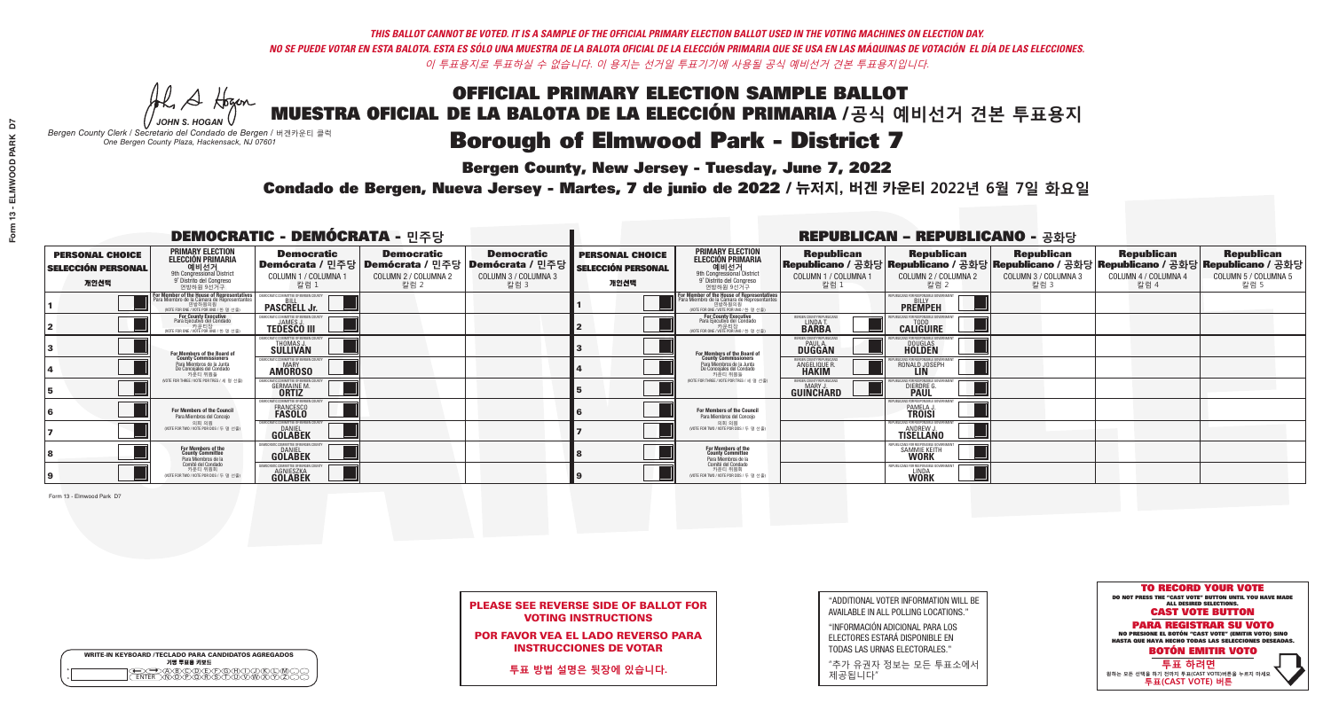*THIS BALLOT CANNOT BE VOTED. IT IS A SAMPLE OF THE OFFICIAL PRIMARY ELECTION BALLOT USED IN THE VOTING MACHINES ON ELECTION DAY.*
*NO SE PUEDE VOTAR EN ESTA BALOTA. ESTA ES SÓLO UNA MUESTRA DE LA BALOTA OFICIAL DE LA ELECCIÓN PRIMARIA QUE SE USA EN LAS MÁQUINAS DE VOTACIÓN EL DÍA DE LAS ELECCIONES.*
*이 투표용지로 투표하실 수 없습니다. 이 용지는 선거일 투표기기에 사용될 공식 예비선거 견본 투표용지입니다.*

JOHN S. HOGAN
*Bergen County Clerk / Secretario del Condado de Bergen / 버겐카운티 클럭*
*One Bergen County Plaza, Hackensack, NJ 07601*

# OFFICIAL PRIMARY ELECTION SAMPLE BALLOT
# MUESTRA OFICIAL DE LA BALOTA DE LA ELECCIÓN PRIMARIA /공식 예비선거 견본 투표용지
# Borough of Elmwood Park - District 7

**Bergen County, New Jersey - Tuesday, June 7, 2022**

**Condado de Bergen, Nueva Jersey - Martes, 7 de junio de 2022 / 뉴저지, 버겐 카운티 2022년 6월 7일 화요일**

## DEMOCRATIC - DEMÓCRATA - 민주당

| PERSONAL CHOICE / SELECCIÓN PERSONAL / 개인선택 | PRIMARY ELECTION / ELECCIÓN PRIMARIA / 예비선거 | Democratic / Demócrata / 민주당 COLUMN 1 / COLUMNA 1 / 칼럼 1 | Democratic / Demócrata / 민주당 COLUMN 2 / COLUMNA 2 / 칼럼 2 | Democratic / Demócrata / 민주당 COLUMN 3 / COLUMNA 3 / 칼럼 3 |
|---|---|---|---|---|
| 1 | For Member of the House of Representatives / Para Miembro de la Cámara de Representantes / 연방하원의원 9th Congressional District / 9° Distrito del Congreso / 연방하원 9선거구 (VOTE FOR ONE / VOTE POR UNO / 한 명 선출) | BILL PASCRELL Jr. | | |
| 2 | For County Executive / Para Ejecutivo del Condado / 카운티장 (VOTE FOR ONE / VOTE POR UNO / 한 명 선출) | JAMES J. TEDESCO III | | |
| 3 | For Members of the Board of County Commissioners / Para Miembros de la Junta De Concejales del Condado / 카운티 위원들 (VOTE FOR THREE / VOTE POR TRES / 세 명 선출) | THOMAS J. SULLIVAN | | |
| 4 | | MARY AMOROSO | | |
| 5 | | GERMAINE M. ORTIZ | | |
| 6 | For Members of the Council / Para Miembros del Concejo / 의회 의원 (VOTE FOR TWO / VOTE POR DOS / 두 명 선출) | FRANCESCO FASOLO | | |
| 7 | | DANIEL GOLABEK | | |
| 8 | For Members of the County Committee / Para Miembros de la Comité del Condado / 카운티 위원회 (VOTE FOR TWO / VOTE POR DOS / 두 명 선출) | DANIEL GOLABEK | | |
| 9 | | AGNIESZKA GOLABEK | | |

## REPUBLICAN - REPUBLICANO - 공화당

| PERSONAL CHOICE / SELECCIÓN PERSONAL / 개인선택 | PRIMARY ELECTION / ELECCIÓN PRIMARIA / 예비선거 | Republican / Republicano / 공화당 COLUMN 1 / COLUMNA 1 / 칼럼 1 | Republican / Republicano / 공화당 COLUMN 2 / COLUMNA 2 / 칼럼 2 | Republican / Republicano / 공화당 COLUMN 3 / COLUMNA 3 / 칼럼 3 | Republican / Republicano / 공화당 COLUMN 4 / COLUMNA 4 / 칼럼 4 | Republican / Republicano / 공화당 COLUMN 5 / COLUMNA 5 / 칼럼 5 |
|---|---|---|---|---|---|---|
| 1 | For Member of the House of Representatives / Para Miembro de la Cámara de Representantes / 연방하원의원 9th Congressional District / 9° Distrito del Congreso / 연방하원 9선거구 (VOTE FOR ONE / VOTE POR UNO / 한 명 선출) | | BILLY PREMPEH | | | |
| 2 | For County Executive / Para Ejecutivo del Condado / 카운티장 (VOTE FOR ONE / VOTE POR UNO / 한 명 선출) | LINDA T. BARBA | TODD CALIGUIRE | | | |
| 3 | For Members of the Board of County Commissioners / Para Miembros de la Junta De Concejales del Condado / 카운티 위원들 (VOTE FOR THREE / VOTE POR TRES / 세 명 선출) | PAUL A. DUGGAN | DOUGLAS HOLDEN | | | |
| 4 | | ANGELIQUE R. HAKIM | RONALD JOSEPH LIN | | | |
| 5 | | MARY J. GUINCHARD | DIERDRE G. PAUL | | | |
| 6 | For Members of the Council / Para Miembros del Concejo / 의회 의원 (VOTE FOR TWO / VOTE POR DOS / 두 명 선출) | | PAMELA J. TROISI | | | |
| 7 | | | ANDREW J. TISELLANO | | | |
| 8 | For Members of the County Committee / Para Miembros de la Comité del Condado / 카운티 위원회 (VOTE FOR TWO / VOTE POR DOS / 두 명 선출) | | SAMMIE KEITH WORK | | | |
| 9 | | | LINDA WORK | | | |

Form 13 - Elmwood Park D7

**PLEASE SEE REVERSE SIDE OF BALLOT FOR VOTING INSTRUCTIONS**

**POR FAVOR VEA EL LADO REVERSO PARA INSTRUCCIONES DE VOTAR**

**투표 방법 설명은 뒷장에 있습니다.**

"ADDITIONAL VOTER INFORMATION WILL BE AVAILABLE IN ALL POLLING LOCATIONS."

"INFORMACIÓN ADICIONAL PARA LOS ELECTORES ESTARÁ DISPONIBLE EN TODAS LAS URNAS ELECTORALES."

"추가 유권자 정보는 모든 투표소에서 제공됩니다"

WRITE-IN KEYBOARD /TECLADO PARA CANDIDATOS AGREGADOS
기명 투표용 키보드

**TO RECORD YOUR VOTE**
DO NOT PRESS THE "CAST VOTE" BUTTON UNTIL YOU HAVE MADE ALL DESIRED SELECTIONS.
**CAST VOTE BUTTON**

**PARA REGISTRAR SU VOTO**
NO PRESIONE EL BOTÓN "CAST VOTE" (EMITIR VOTO) SINO HASTA QUE HAYA HECHO TODAS LAS SELECCIONES DESEADAS.
**BOTÓN EMITIR VOTO**

**투표 하려면**
원하는 모든 선택을 하기 전까지 투표(CAST VOTE)버튼을 누르지 마세요
**투표(CAST VOTE) 버튼**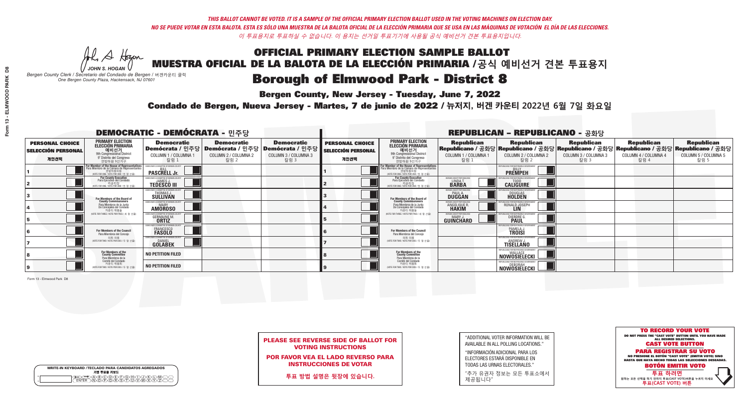*THIS BALLOT CANNOT BE VOTED. IT IS A SAMPLE OF THE OFFICIAL PRIMARY ELECTION BALLOT USED IN THE VOTING MACHINES ON ELECTION DAY.*
*NO SE PUEDE VOTAR EN ESTA BALOTA. ESTA ES SÓLO UNA MUESTRA DE LA BALOTA OFICIAL DE LA ELECCIÓN PRIMARIA QUE SE USA EN LAS MÁQUINAS DE VOTACIÓN EL DÍA DE LAS ELECCIONES.*
*이 투표용지로 투표하실 수 없습니다. 이 용지는 선거일 투표기기에 사용될 공식 예비선거 견본 투표용지입니다.*

JOHN S. HOGAN
*Bergen County Clerk / Secretario del Condado de Bergen / 버겐카운티 클럭*
*One Bergen County Plaza, Hackensack, NJ 07601*

# OFFICIAL PRIMARY ELECTION SAMPLE BALLOT
# MUESTRA OFICIAL DE LA BALOTA DE LA ELECCIÓN PRIMARIA / 공식 예비선거 견본 투표용지
# Borough of Elmwood Park - District 8

**Bergen County, New Jersey - Tuesday, June 7, 2022**

**Condado de Bergen, Nueva Jersey - Martes, 7 de junio de 2022 / 뉴저지, 버겐 카운티 2022년 6월 7일 화요일**

## DEMOCRATIC - DEMÓCRATA - 민주당

| PERSONAL CHOICE / SELECCIÓN PERSONAL / 개인선택 | PRIMARY ELECTION / ELECCIÓN PRIMARIA / 예비선거 / 9th Congressional District / 9° Distrito del Congreso / 연방하원 9선거구 | Democratic / Demócrata / 민주당 COLUMN 1 / COLUMNA 1 / 칼럼 1 | Democratic / Demócrata / 민주당 COLUMN 2 / COLUMNA 2 / 칼럼 2 | Democratic / Demócrata / 민주당 COLUMN 3 / COLUMNA 3 / 칼럼 3 |
|---|---|---|---|---|
| 1 | For Member of the House of Representatives / Para Miembro de la Cámara de Representantes / 연방하원의원 (VOTE FOR ONE / VOTE POR UNO / 한 명 선출) | BILL PASCRELL Jr. | | |
| 2 | For County Executive / Para Ejecutivo del Condado / 카운티장 (VOTE FOR ONE / VOTE POR UNO / 한 명 선출) | JAMES J. TEDESCO III | | |
| 3 | For Members of the Board of County Commissioners / Para Miembros de la Junta De Concejales del Condado / 카운티 위원들 (VOTE FOR THREE / VOTE POR TRES / 세 명 선출) | THOMAS J. SULLIVAN | | |
| 4 | | MARY AMOROSO | | |
| 5 | | GERMAINE M. ORTIZ | | |
| 6 | For Members of the Council / Para Miembros del Concejo / 의회 의원 (VOTE FOR TWO / VOTE POR DOS / 두 명 선출) | FRANCESCO FASOLO | | |
| 7 | | DANIEL GOLABEK | | |
| 8 | For Members of the County Committee / Para Miembros de la Comité del Condado / 카운티 위원회 (VOTE FOR TWO / VOTE POR DOS / 두 명 선출) | NO PETITION FILED | | |
| 9 | | NO PETITION FILED | | |

## REPUBLICAN - REPUBLICANO - 공화당

| PERSONAL CHOICE / SELECCIÓN PERSONAL / 개인선택 | PRIMARY ELECTION / ELECCIÓN PRIMARIA / 예비선거 / 9th Congressional District / 9° Distrito del Congreso / 연방하원 9선거구 | Republican / Republicano / 공화당 COLUMN 1 / COLUMNA 1 / 칼럼 1 | Republican / Republicano / 공화당 COLUMN 2 / COLUMNA 2 / 칼럼 2 | Republican / Republicano / 공화당 COLUMN 3 / COLUMNA 3 / 칼럼 3 | Republican / Republicano / 공화당 COLUMN 4 / COLUMNA 4 / 칼럼 4 | Republican / Republicano / 공화당 COLUMN 5 / COLUMNA 5 / 칼럼 5 |
|---|---|---|---|---|---|---|
| 1 | For Member of the House of Representatives / Para Miembro de la Cámara de Representantes / 연방하원의원 (VOTE FOR ONE / VOTE POR UNO / 한 명 선출) | | BILLY PREMPEH | | | |
| 2 | For County Executive / Para Ejecutivo del Condado / 카운티장 (VOTE FOR ONE / VOTE POR UNO / 한 명 선출) | LINDA T. BARBA | TODD CALIGUIRE | | | |
| 3 | For Members of the Board of County Commissioners / Para Miembros de la Junta De Concejales del Condado / 카운티 위원들 (VOTE FOR THREE / VOTE POR TRES / 세 명 선출) | PAUL A. DUGGAN | DOUGLAS HOLDEN | | | |
| 4 | | ANGELIQUE R. HAKIM | RONALD JOSEPH LIN | | | |
| 5 | | MARY J. GUINCHARD | DIERDRE G. PAUL | | | |
| 6 | For Members of the Council / Para Miembros del Concejo / 의회 의원 (VOTE FOR TWO / VOTE POR DOS / 두 명 선출) | | PAMELA J. TROISI | | | |
| 7 | | | ANDREW J. TISELLANO | | | |
| 8 | For Members of the County Committee / Para Miembros de la Comité del Condado / 카운티 위원회 (VOTE FOR TWO / VOTE POR DOS / 두 명 선출) | | WALLACE NOWOSIELECKI | | | |
| 9 | | | DEBORAH NOWOSIELECKI | | | |

Form 13 - Elmwood Park D8

**PLEASE SEE REVERSE SIDE OF BALLOT FOR VOTING INSTRUCTIONS**

**POR FAVOR VEA EL LADO REVERSO PARA INSTRUCCIONES DE VOTAR**

**투표 방법 설명은 뒷장에 있습니다.**

"ADDITIONAL VOTER INFORMATION WILL BE AVAILABLE IN ALL POLLING LOCATIONS."

"INFORMACIÓN ADICIONAL PARA LOS ELECTORES ESTARÁ DISPONIBLE EN TODAS LAS URNAS ELECTORALES."

"추가 유권자 정보는 모든 투표소에서 제공됩니다"

**TO RECORD YOUR VOTE**
DO NOT PRESS THE "CAST VOTE" BUTTON UNTIL YOU HAVE MADE ALL DESIRED SELECTIONS.
**CAST VOTE BUTTON**
**PARA REGISTRAR SU VOTO**
NO PRESIONE EL BOTÓN "CAST VOTE" (EMITIR VOTO) SINO HASTA QUE HAYA HECHO TODAS LAS SELECCIONES DESEADAS.
**BOTÓN EMITIR VOTO**
**투표 하려면**
원하는 모든 선택을 하기 전까지 투표(CAST VOTE)버튼을 누르지 마세요
**투표(CAST VOTE) 버튼**

WRITE-IN KEYBOARD /TECLADO PARA CANDIDATOS AGREGADOS
기명 투표용 키보드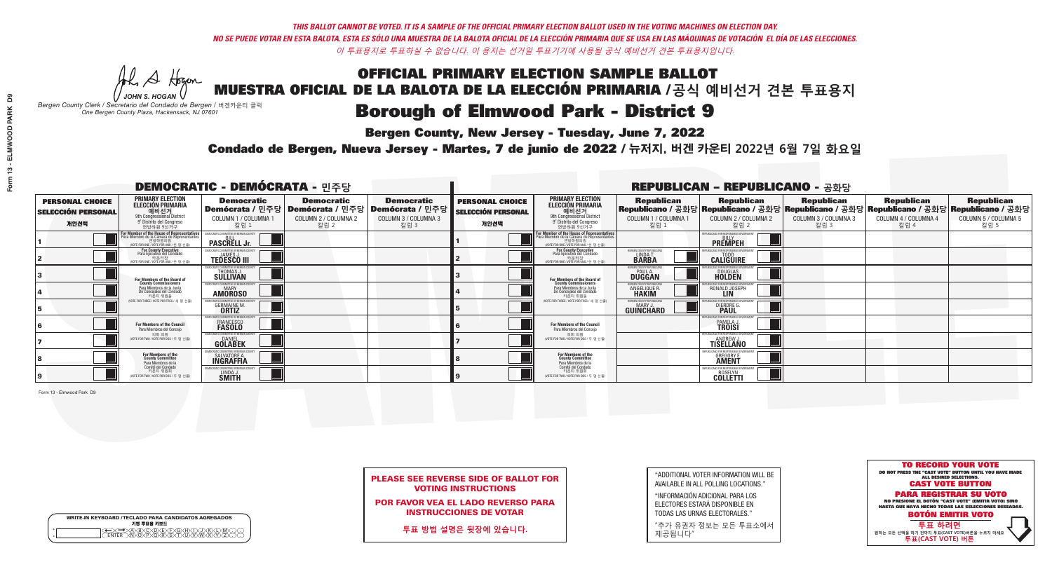*THIS BALLOT CANNOT BE VOTED. IT IS A SAMPLE OF THE OFFICIAL PRIMARY ELECTION BALLOT USED IN THE VOTING MACHINES ON ELECTION DAY.*
*NO SE PUEDE VOTAR EN ESTA BALOTA. ESTA ES SÓLO UNA MUESTRA DE LA BALOTA OFICIAL DE LA ELECCIÓN PRIMARIA QUE SE USA EN LAS MÁQUINAS DE VOTACIÓN EL DÍA DE LAS ELECCIONES.*
*이 투표용지로 투표하실 수 없습니다. 이 용지는 선거일 투표기기에 사용될 공식 예비선거 견본 투표용지입니다.*

JOHN S. HOGAN
*Bergen County Clerk / Secretario del Condado de Bergen / 버겐카운티 클럭*
*One Bergen County Plaza, Hackensack, NJ 07601*

# OFFICIAL PRIMARY ELECTION SAMPLE BALLOT
# MUESTRA OFICIAL DE LA BALOTA DE LA ELECCIÓN PRIMARIA /공식 예비선거 견본 투표용지
# Borough of Elmwood Park - District 9

**Bergen County, New Jersey - Tuesday, June 7, 2022**

**Condado de Bergen, Nueva Jersey - Martes, 7 de junio de 2022 / 뉴저지, 버겐 카운티 2022년 6월 7일 화요일**

## DEMOCRATIC - DEMÓCRATA - 민주당

| PERSONAL CHOICE / SELECCIÓN PERSONAL / 개인선택 | PRIMARY ELECTION / ELECCIÓN PRIMARIA / 예비선거 | Democratic / Demócrata / 민주당 COLUMN 1 / COLUMNA 1 / 칼럼 1 | Democratic / Demócrata / 민주당 COLUMN 2 / COLUMNA 2 / 칼럼 2 | Democratic / Demócrata / 민주당 COLUMN 3 / COLUMNA 3 / 칼럼 3 |
|---|---|---|---|---|
| 1 | For Member of the House of Representatives / Para Miembro de la Cámara de Representantes / 연방하원의원 (9th Congressional District / 9° Distrito del Congreso / 연방하원 9선거구) (VOTE FOR ONE / VOTE POR UNO / 한 명 선출) | BILL PASCRELL Jr. | | |
| 2 | For County Executive / Para Ejecutivo del Condado / 카운티장 (VOTE FOR ONE / VOTE POR UNO / 한 명 선출) | JAMES J. TEDESCO III | | |
| 3 | For Members of the Board of County Commissioners / Para Miembros de la Junta De Concejales del Condado / 카운티 위원들 (VOTE FOR THREE / VOTE POR TRES / 세 명 선출) | THOMAS J. SULLIVAN | | |
| 4 | | MARY AMOROSO | | |
| 5 | | GERMAINE M. ORTIZ | | |
| 6 | For Members of the Council / Para Miembros del Concejo / 의회 의원 (VOTE FOR TWO / VOTE POR DOS / 두 명 선출) | FRANCESCO FASOLO | | |
| 7 | | DANIEL GOLABEK | | |
| 8 | For Members of the County Committee / Para Miembros de la Comité del Condado / 카운티 위원회 (VOTE FOR TWO / VOTE POR DOS / 두 명 선출) | SALVATORE A. INGRAFFIA | | |
| 9 | | LINDA J. SMITH | | |

## REPUBLICAN - REPUBLICANO - 공화당

| PERSONAL CHOICE / SELECCIÓN PERSONAL / 개인선택 | PRIMARY ELECTION / ELECCIÓN PRIMARIA / 예비선거 | Republican / Republicano / 공화당 COLUMN 1 / COLUMNA 1 / 칼럼 1 | Republican / Republicano / 공화당 COLUMN 2 / COLUMNA 2 / 칼럼 2 | Republican / Republicano / 공화당 COLUMN 3 / COLUMNA 3 / 칼럼 3 | Republican / Republicano / 공화당 COLUMN 4 / COLUMNA 4 / 칼럼 4 | Republican / Republicano / 공화당 COLUMN 5 / COLUMNA 5 / 칼럼 5 |
|---|---|---|---|---|---|---|
| 1 | For Member of the House of Representatives / Para Miembro de la Cámara de Representantes / 연방하원의원 (9th Congressional District / 9° Distrito del Congreso / 연방하원 9선거구) (VOTE FOR ONE / VOTE POR UNO / 한 명 선출) | | BILLY PREMPEH | | | |
| 2 | For County Executive / Para Ejecutivo del Condado / 카운티장 (VOTE FOR ONE / VOTE POR UNO / 한 명 선출) | LINDA T. BARBA | TODD CALIGUIRE | | | |
| 3 | For Members of the Board of County Commissioners / Para Miembros de la Junta De Concejales del Condado / 카운티 위원들 (VOTE FOR THREE / VOTE POR TRES / 세 명 선출) | PAUL A. DUGGAN | DOUGLAS HOLDEN | | | |
| 4 | | ANGELIQUE R. HAKIM | RONALD JOSEPH LIN | | | |
| 5 | | MARY J. GUINCHARD | DIERDRE G. PAUL | | | |
| 6 | For Members of the Council / Para Miembros del Concejo / 의회 의원 (VOTE FOR TWO / VOTE POR DOS / 두 명 선출) | | PAMELA J. TROISI | | | |
| 7 | | | ANDREW J. TISELLANO | | | |
| 8 | For Members of the County Committee / Para Miembros de la Comité del Condado / 카운티 위원회 (VOTE FOR TWO / VOTE POR DOS / 두 명 선출) | | GREGORY E. AMENT | | | |
| 9 | | | ROSELYN COLLETTI | | | |

**PLEASE SEE REVERSE SIDE OF BALLOT FOR VOTING INSTRUCTIONS**

**POR FAVOR VEA EL LADO REVERSO PARA INSTRUCCIONES DE VOTAR**

**투표 방법 설명은 뒷장에 있습니다.**

"ADDITIONAL VOTER INFORMATION WILL BE AVAILABLE IN ALL POLLING LOCATIONS."

"INFORMACIÓN ADICIONAL PARA LOS ELECTORES ESTARÁ DISPONIBLE EN TODAS LAS URNAS ELECTORALES."

"추가 유권자 정보는 모든 투표소에서 제공됩니다"

**TO RECORD YOUR VOTE**
DO NOT PRESS THE "CAST VOTE" BUTTON UNTIL YOU HAVE MADE ALL DESIRED SELECTIONS.
**CAST VOTE BUTTON**

**PARA REGISTRAR SU VOTO**
NO PRESIONE EL BOTÓN "CAST VOTE" (EMITIR VOTO) SINO HASTA QUE HAYA HECHO TODAS LAS SELECCIONES DESEADAS.
**BOTÓN EMITIR VOTO**

**투표 하려면**
원하는 모든 선택을 하기 전까지 투표(CAST VOTE)버튼을 누르지 마세요
**투표(CAST VOTE) 버튼**

WRITE-IN KEYBOARD /TECLADO PARA CANDIDATOS AGREGADOS
기명 투표용 키보드

Form 13 - Elmwood Park D9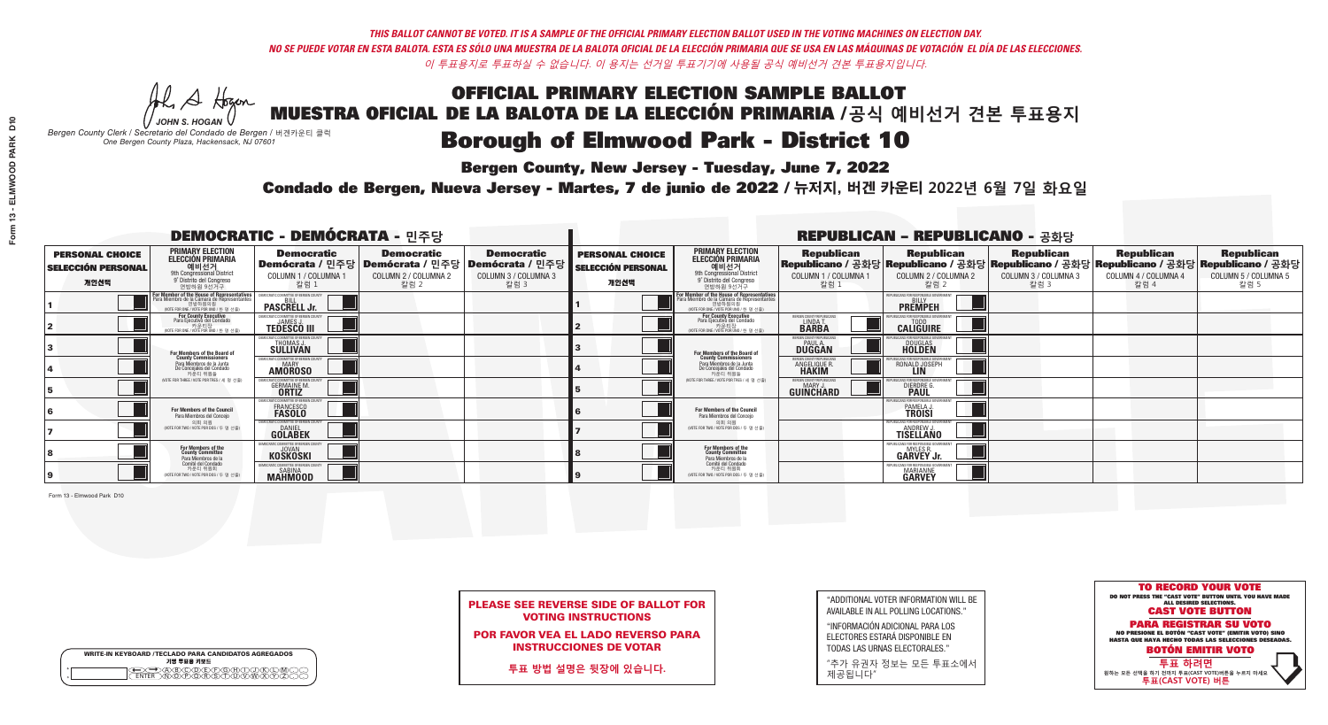*THIS BALLOT CANNOT BE VOTED. IT IS A SAMPLE OF THE OFFICIAL PRIMARY ELECTION BALLOT USED IN THE VOTING MACHINES ON ELECTION DAY.*
*NO SE PUEDE VOTAR EN ESTA BALOTA. ESTA ES SÓLO UNA MUESTRA DE LA BALOTA OFICIAL DE LA ELECCIÓN PRIMARIA QUE SE USA EN LAS MÁQUINAS DE VOTACIÓN EL DÍA DE LAS ELECCIONES.*
*이 투표용지로 투표하실 수 없습니다. 이 용지는 선거일 투표기기에 사용될 공식 예비선거 견본 투표용지입니다.*

JOHN S. HOGAN
*Bergen County Clerk / Secretario del Condado de Bergen /* 버겐카운티 클럭
*One Bergen County Plaza, Hackensack, NJ 07601*

# OFFICIAL PRIMARY ELECTION SAMPLE BALLOT
# MUESTRA OFICIAL DE LA BALOTA DE LA ELECCIÓN PRIMARIA /공식 예비선거 견본 투표용지
# Borough of Elmwood Park - District 10

**Bergen County, New Jersey - Tuesday, June 7, 2022**

**Condado de Bergen, Nueva Jersey - Martes, 7 de junio de 2022 / 뉴저지, 버겐 카운티 2022년 6월 7일 화요일**

## DEMOCRATIC - DEMÓCRATA - 민주당

| PERSONAL CHOICE / SELECCIÓN PERSONAL / 개인선택 | PRIMARY ELECTION / ELECCIÓN PRIMARIA / 예비선거 / 9th Congressional District / 9° Distrito del Congreso / 연방하원 9선거구 | Democratic / Demócrata / 민주당 COLUMN 1 / COLUMNA 1 / 칼럼 1 | Democratic / Demócrata / 민주당 COLUMN 2 / COLUMNA 2 / 칼럼 2 | Democratic / Demócrata / 민주당 COLUMN 3 / COLUMNA 3 / 칼럼 3 |
|---|---|---|---|---|
| 1 | For Member of the House of Representatives / Para Miembro de la Cámara de Representantes / 연방하원의원 (VOTE FOR ONE / VOTE POR UNO / 한 명 선출) | DEMOCRATIC COMMITTEE OF BERGEN COUNTY BILL PASCRELL Jr. | | |
| 2 | For County Executive / Para Ejecutivo del Condado / 카운티장 (VOTE FOR ONE / VOTE POR UNO / 한 명 선출) | DEMOCRATIC COMMITTEE OF BERGEN COUNTY JAMES J. TEDESCO III | | |
| 3 | For Members of the Board of County Commissioners / Para Miembros de la Junta De Concejales del Condado / 카운티 위원들 (VOTE FOR THREE / VOTE POR TRES / 세 명 선출) | DEMOCRATIC COMMITTEE OF BERGEN COUNTY THOMAS J. SULLIVAN | | |
| 4 | | DEMOCRATIC COMMITTEE OF BERGEN COUNTY MARY AMOROSO | | |
| 5 | | DEMOCRATIC COMMITTEE OF BERGEN COUNTY GERMAINE M. ORTIZ | | |
| 6 | For Members of the Council / Para Miembros del Concejo / 의회 의원 (VOTE FOR TWO / VOTE POR DOS / 두 명 선출) | DEMOCRATIC COMMITTEE OF BERGEN COUNTY FRANCESCO FASOLO | | |
| 7 | | DEMOCRATIC COMMITTEE OF BERGEN COUNTY DANIEL GOLABEK | | |
| 8 | For Members of the County Committee / Para Miembros de la Comité del Condado / 카운티 위원회 (VOTE FOR TWO / VOTE POR DOS / 두 명 선출) | DEMOCRATIC COMMITTEE OF BERGEN COUNTY JOVAN KOSKOSKI | | |
| 9 | | DEMOCRATIC COMMITTEE OF BERGEN COUNTY SABINA MAHMOOD | | |

## REPUBLICAN - REPUBLICANO - 공화당

| PERSONAL CHOICE / SELECCIÓN PERSONAL / 개인선택 | PRIMARY ELECTION / ELECCIÓN PRIMARIA / 예비선거 / 9th Congressional District / 9° Distrito del Congreso / 연방하원 9선거구 | Republican / Republicano / 공화당 COLUMN 1 / COLUMNA 1 / 칼럼 1 | Republican / Republicano / 공화당 COLUMN 2 / COLUMNA 2 / 칼럼 2 | Republican / Republicano / 공화당 COLUMN 3 / COLUMNA 3 / 칼럼 3 | Republican / Republicano / 공화당 COLUMN 4 / COLUMNA 4 / 칼럼 4 | Republican / Republicano / 공화당 COLUMN 5 / COLUMNA 5 / 칼럼 5 |
|---|---|---|---|---|---|---|
| 1 | For Member of the House of Representatives / Para Miembro de la Cámara de Representantes / 연방하원의원 (VOTE FOR ONE / VOTE POR UNO / 한 명 선출) | | REPUBLICANS FOR RESPONSIBLE GOVERNMENT BILLY PREMPEH | | | |
| 2 | For County Executive / Para Ejecutivo del Condado / 카운티장 (VOTE FOR ONE / VOTE POR UNO / 한 명 선출) | BERGEN COUNTY REPUBLICANS LINDA T. BARBA | REPUBLICANS FOR RESPONSIBLE GOVERNMENT TODD CALIGUIRE | | | |
| 3 | For Members of the Board of County Commissioners / Para Miembros de la Junta De Concejales del Condado / 카운티 위원들 (VOTE FOR THREE / VOTE POR TRES / 세 명 선출) | BERGEN COUNTY REPUBLICANS PAUL A. DUGGAN | REPUBLICANS FOR RESPONSIBLE GOVERNMENT DOUGLAS HOLDEN | | | |
| 4 | | BERGEN COUNTY REPUBLICANS ANGELIQUE R. HAKIM | REPUBLICANS FOR RESPONSIBLE GOVERNMENT RONALD JOSEPH LIN | | | |
| 5 | | BERGEN COUNTY REPUBLICANS MARY J. GUINCHARD | REPUBLICANS FOR RESPONSIBLE GOVERNMENT DIERDRE G. PAUL | | | |
| 6 | For Members of the Council / Para Miembros del Concejo / 의회 의원 (VOTE FOR TWO / VOTE POR DOS / 두 명 선출) | | REPUBLICANS FOR RESPONSIBLE GOVERNMENT PAMELA J. TROISI | | | |
| 7 | | | REPUBLICANS FOR RESPONSIBLE GOVERNMENT ANDREW J. TISELLANO | | | |
| 8 | For Members of the County Committee / Para Miembros de la Comité del Condado / 카운티 위원회 (VOTE FOR TWO / VOTE POR DOS / 두 명 선출) | | REPUBLICANS FOR RESPONSIBLE GOVERNMENT MYLES R. GARVEY Jr. | | | |
| 9 | | | REPUBLICANS FOR RESPONSIBLE GOVERNMENT MARIANNE GARVEY | | | |

Form 13 - Elmwood Park D10

**PLEASE SEE REVERSE SIDE OF BALLOT FOR VOTING INSTRUCTIONS**

**POR FAVOR VEA EL LADO REVERSO PARA INSTRUCCIONES DE VOTAR**

**투표 방법 설명은 뒷장에 있습니다.**

"ADDITIONAL VOTER INFORMATION WILL BE AVAILABLE IN ALL POLLING LOCATIONS."

"INFORMACIÓN ADICIONAL PARA LOS ELECTORES ESTARÁ DISPONIBLE EN TODAS LAS URNAS ELECTORALES."

"추가 유권자 정보는 모든 투표소에서 제공됩니다"

WRITE-IN KEYBOARD /TECLADO PARA CANDIDATOS AGREGADOS
기명 투표용 키보드

**TO RECORD YOUR VOTE**
DO NOT PRESS THE "CAST VOTE" BUTTON UNTIL YOU HAVE MADE ALL DESIRED SELECTIONS.
**CAST VOTE BUTTON**

**PARA REGISTRAR SU VOTO**
NO PRESIONE EL BOTÓN "CAST VOTE" (EMITIR VOTO) SINO HASTA QUE HAYA HECHO TODAS LAS SELECCIONES DESEADAS.
**BOTÓN EMITIR VOTO**

**투표 하려면**
원하는 모든 선택을 하기 전까지 투표(CAST VOTE)버튼을 누르지 마세요.
**투표(CAST VOTE) 버튼**